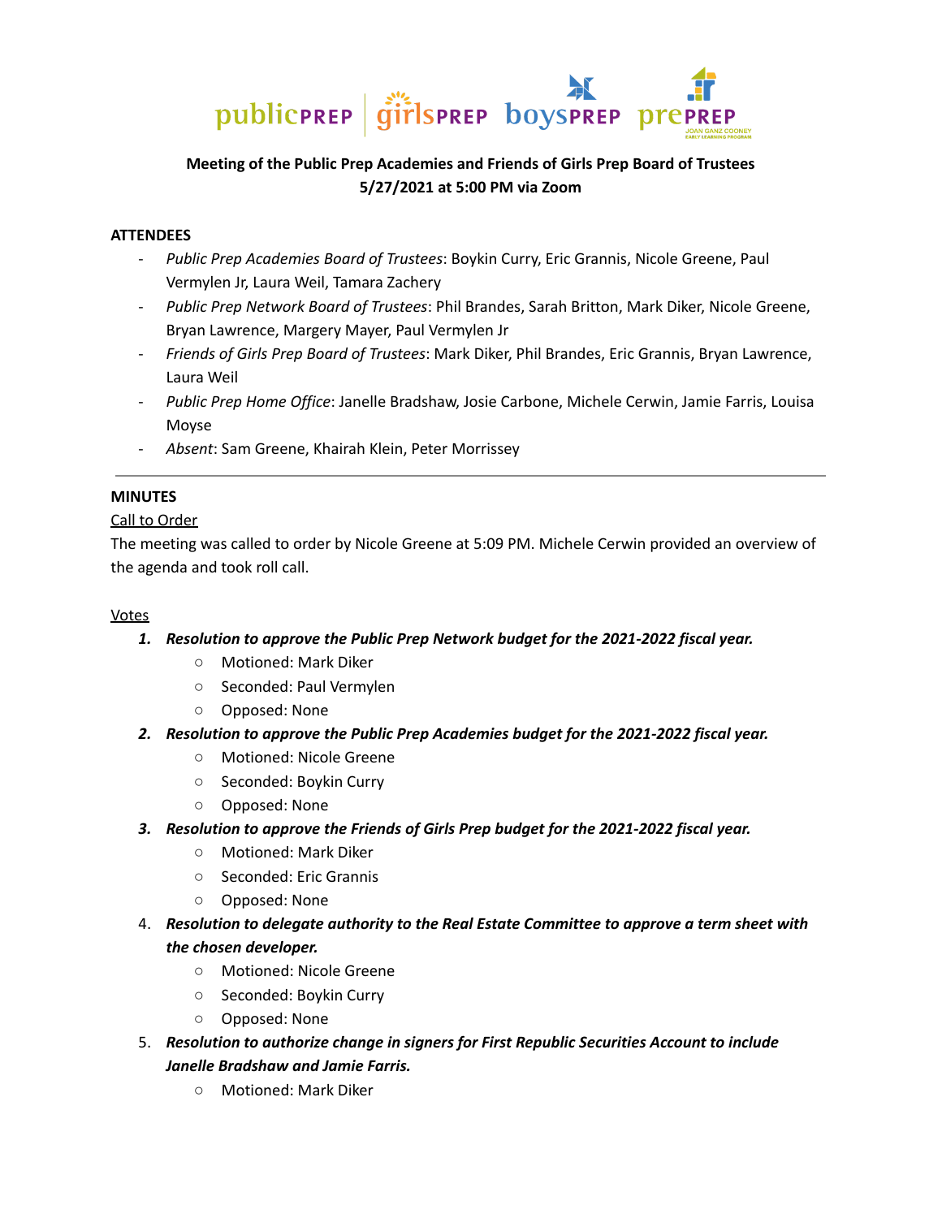**Meeting of the Public Prep Academies and Friends of Girls Prep Board of Trustees**
**5/27/2021 at 5:00 PM via Zoom**

**ATTENDEES**

- *Public Prep Academies Board of Trustees*: Boykin Curry, Eric Grannis, Nicole Greene, Paul Vermylen Jr, Laura Weil, Tamara Zachery
- *Public Prep Network Board of Trustees*: Phil Brandes, Sarah Britton, Mark Diker, Nicole Greene, Bryan Lawrence, Margery Mayer, Paul Vermylen Jr
- *Friends of Girls Prep Board of Trustees*: Mark Diker, Phil Brandes, Eric Grannis, Bryan Lawrence, Laura Weil
- *Public Prep Home Office*: Janelle Bradshaw, Josie Carbone, Michele Cerwin, Jamie Farris, Louisa Moyse
- *Absent*: Sam Greene, Khairah Klein, Peter Morrissey

---

**MINUTES**

Call to Order

The meeting was called to order by Nicole Greene at 5:09 PM. Michele Cerwin provided an overview of the agenda and took roll call.

Votes

1. ***Resolution to approve the Public Prep Network budget for the 2021-2022 fiscal year.***
   - Motioned: Mark Diker
   - Seconded: Paul Vermylen
   - Opposed: None
2. ***Resolution to approve the Public Prep Academies budget for the 2021-2022 fiscal year.***
   - Motioned: Nicole Greene
   - Seconded: Boykin Curry
   - Opposed: None
3. ***Resolution to approve the Friends of Girls Prep budget for the 2021-2022 fiscal year.***
   - Motioned: Mark Diker
   - Seconded: Eric Grannis
   - Opposed: None
4. ***Resolution to delegate authority to the Real Estate Committee to approve a term sheet with the chosen developer.***
   - Motioned: Nicole Greene
   - Seconded: Boykin Curry
   - Opposed: None
5. ***Resolution to authorize change in signers for First Republic Securities Account to include Janelle Bradshaw and Jamie Farris.***
   - Motioned: Mark Diker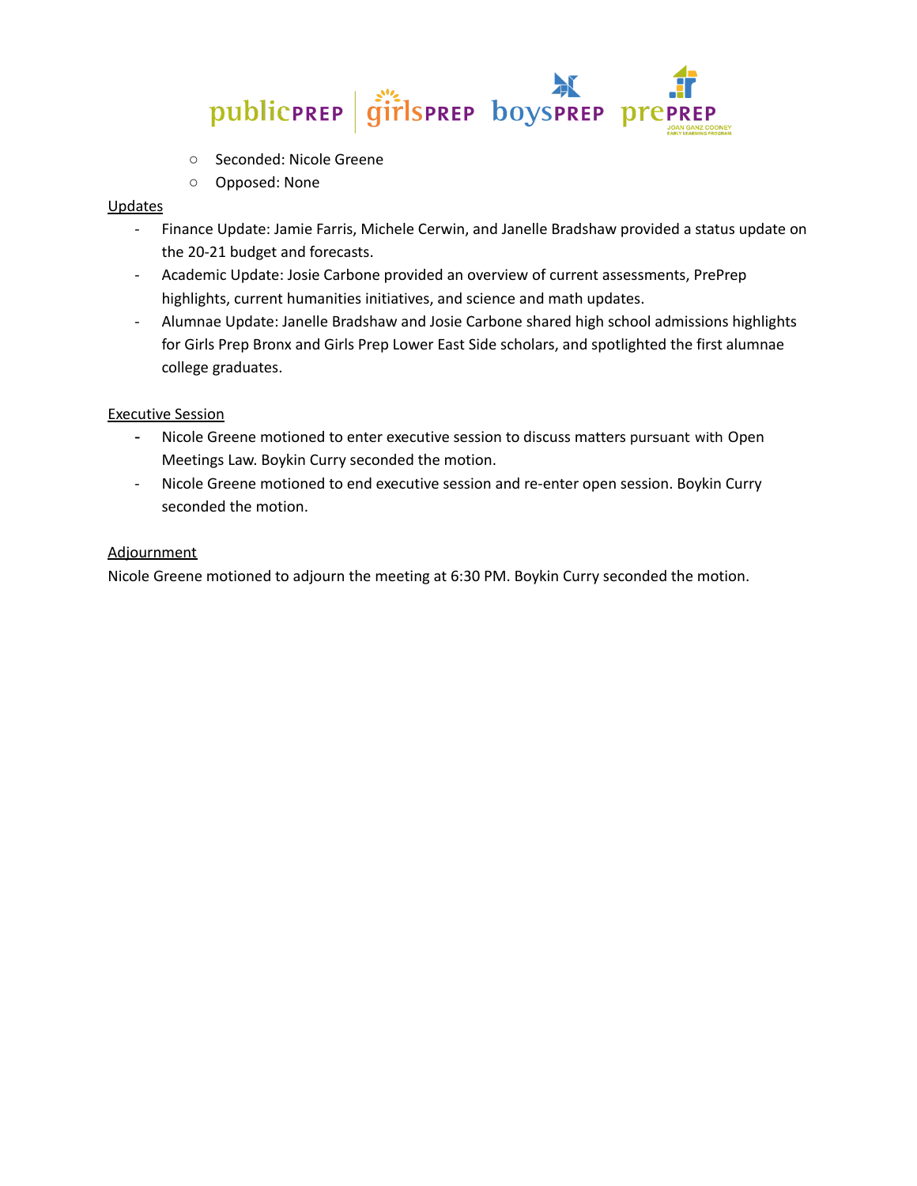- Seconded: Nicole Greene
- Opposed: None

Updates

- Finance Update: Jamie Farris, Michele Cerwin, and Janelle Bradshaw provided a status update on the 20-21 budget and forecasts.
- Academic Update: Josie Carbone provided an overview of current assessments, PrePrep highlights, current humanities initiatives, and science and math updates.
- Alumnae Update: Janelle Bradshaw and Josie Carbone shared high school admissions highlights for Girls Prep Bronx and Girls Prep Lower East Side scholars, and spotlighted the first alumnae college graduates.

Executive Session

- Nicole Greene motioned to enter executive session to discuss matters pursuant with Open Meetings Law. Boykin Curry seconded the motion.
- Nicole Greene motioned to end executive session and re-enter open session. Boykin Curry seconded the motion.

Adjournment

Nicole Greene motioned to adjourn the meeting at 6:30 PM. Boykin Curry seconded the motion.